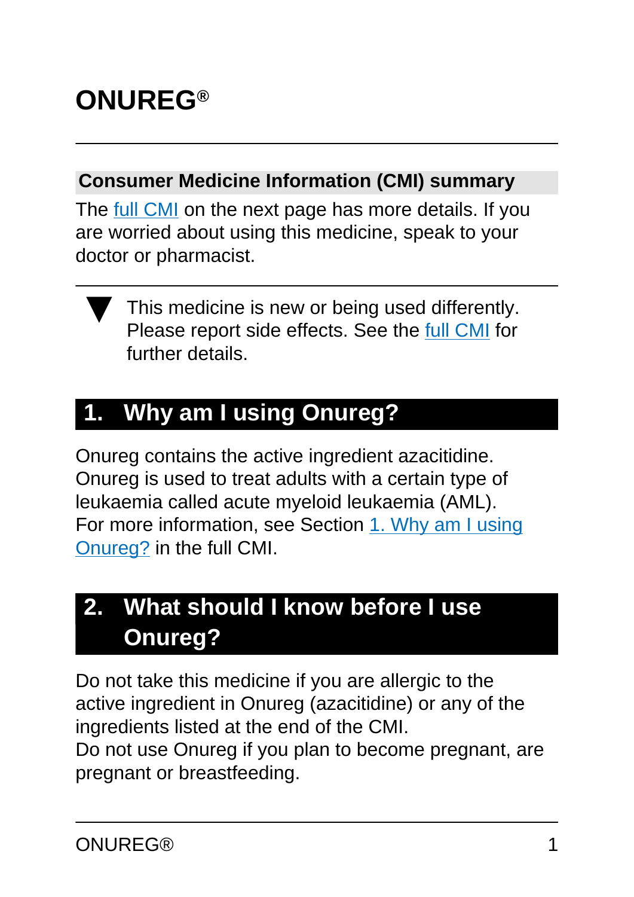# ONUREG®

## Consumer Medicine Information (CMI) summary

The full CMI on the next page has more details. If you are worried about using this medicine, speak to your doctor or pharmacist.

▼ This medicine is new or being used differently. Please report side effects. See the full CMI for further details.

## 1. Why am I using Onureg?

Onureg contains the active ingredient azacitidine. Onureg is used to treat adults with a certain type of leukaemia called acute myeloid leukaemia (AML).

For more information, see Section 1. Why am I using Onureg? in the full CMI.

## 2. What should I know before I use Onureg?

Do not take this medicine if you are allergic to the active ingredient in Onureg (azacitidine) or any of the ingredients listed at the end of the CMI.

Do not use Onureg if you plan to become pregnant, are pregnant or breastfeeding.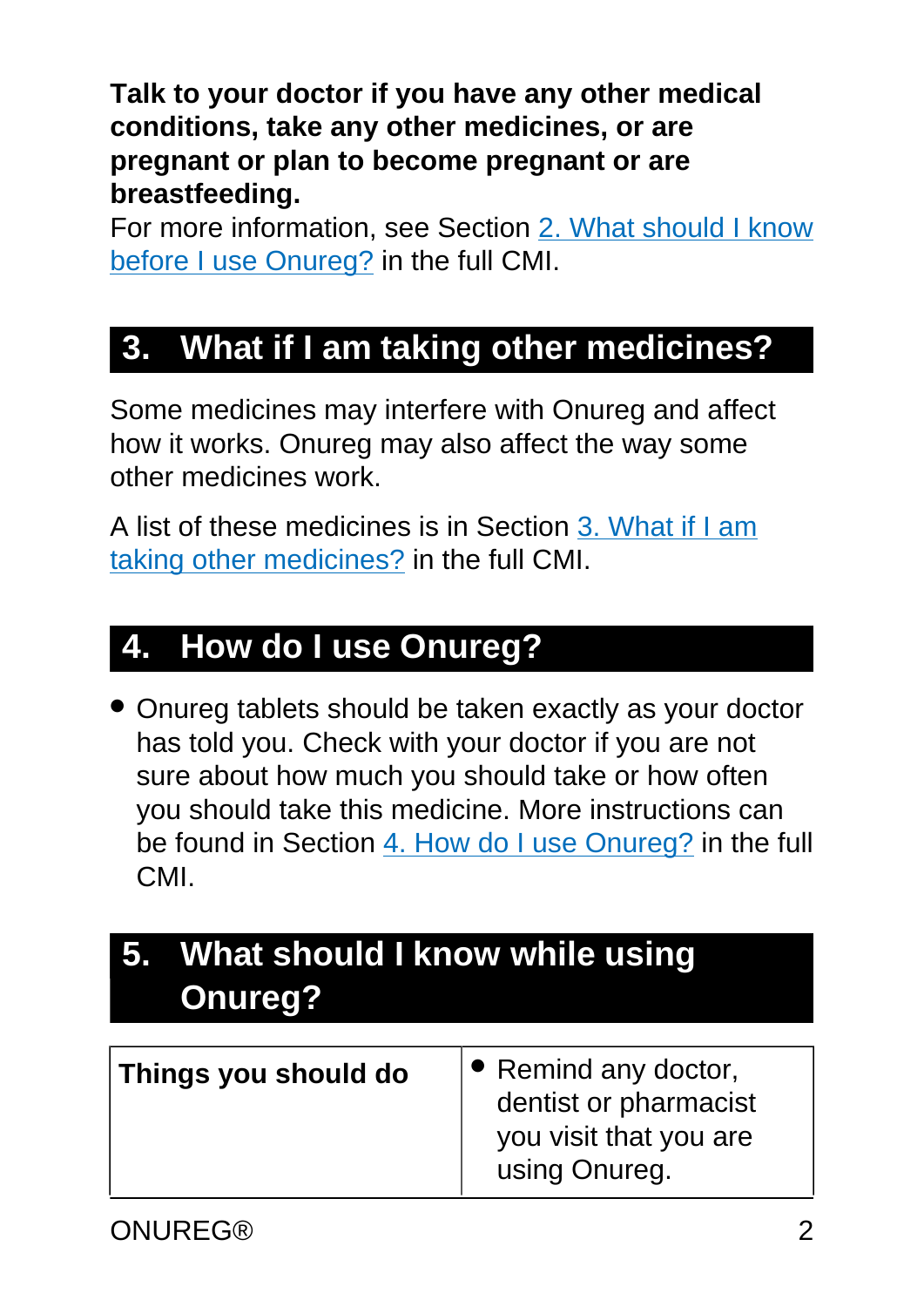**Talk to your doctor if you have any other medical conditions, take any other medicines, or are pregnant or plan to become pregnant or are breastfeeding.**

For more information, see Section 2. What should I know before I use Onureg? in the full CMI.

## 3. What if I am taking other medicines?

Some medicines may interfere with Onureg and affect how it works. Onureg may also affect the way some other medicines work.

A list of these medicines is in Section 3. What if I am taking other medicines? in the full CMI.

## 4. How do I use Onureg?

- Onureg tablets should be taken exactly as your doctor has told you. Check with your doctor if you are not sure about how much you should take or how often you should take this medicine. More instructions can be found in Section 4. How do I use Onureg? in the full CMI.

## 5. What should I know while using Onureg?

| **Things you should do** | • Remind any doctor, dentist or pharmacist you visit that you are using Onureg. |
|---|---|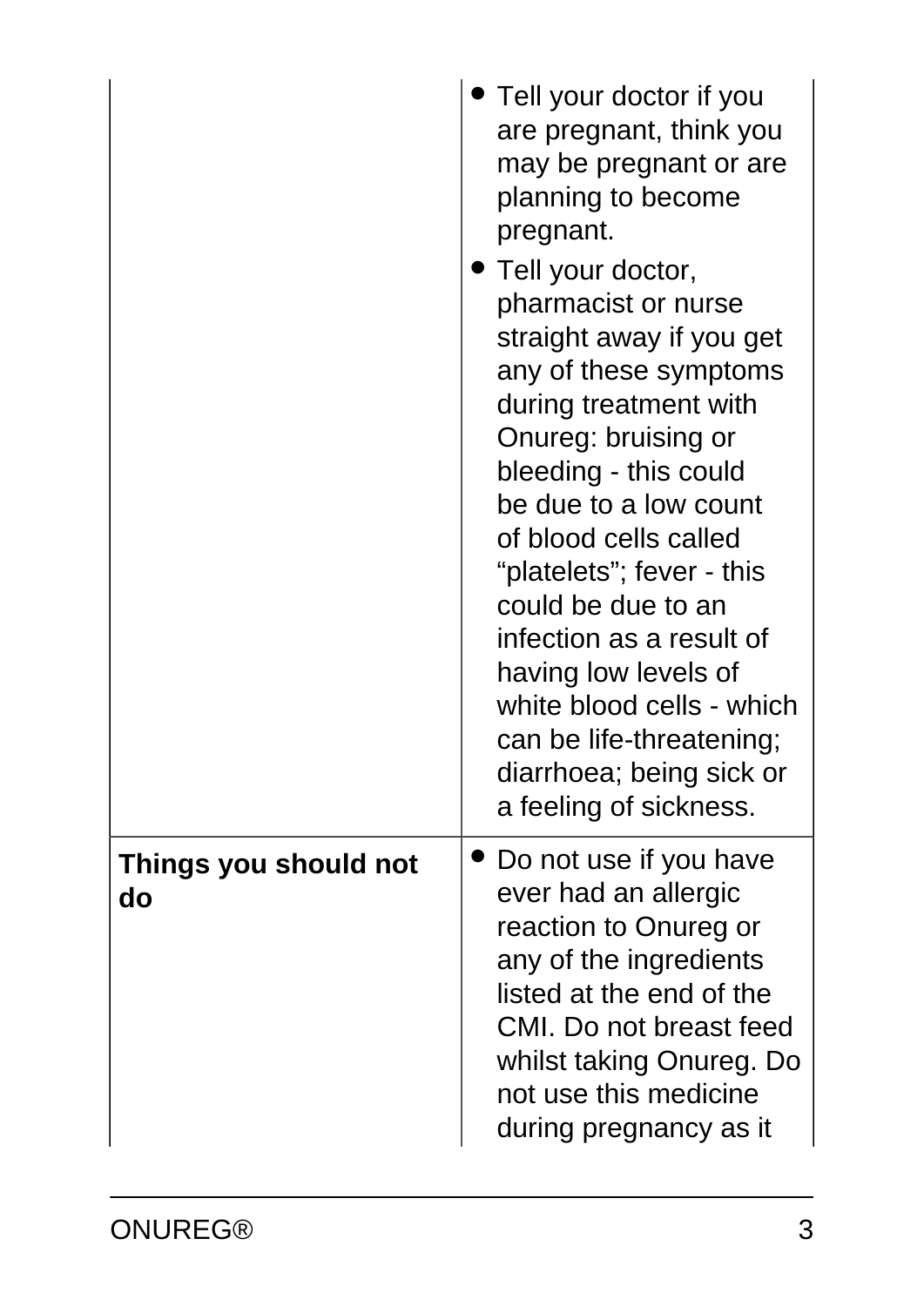|  |  |
|---|---|
|  | • Tell your doctor if you are pregnant, think you may be pregnant or are planning to become pregnant.<br>• Tell your doctor, pharmacist or nurse straight away if you get any of these symptoms during treatment with Onureg: bruising or bleeding - this could be due to a low count of blood cells called “platelets”; fever - this could be due to an infection as a result of having low levels of white blood cells - which can be life-threatening; diarrhoea; being sick or a feeling of sickness. |
| **Things you should not do** | • Do not use if you have ever had an allergic reaction to Onureg or any of the ingredients listed at the end of the CMI. Do not breast feed whilst taking Onureg. Do not use this medicine during pregnancy as it |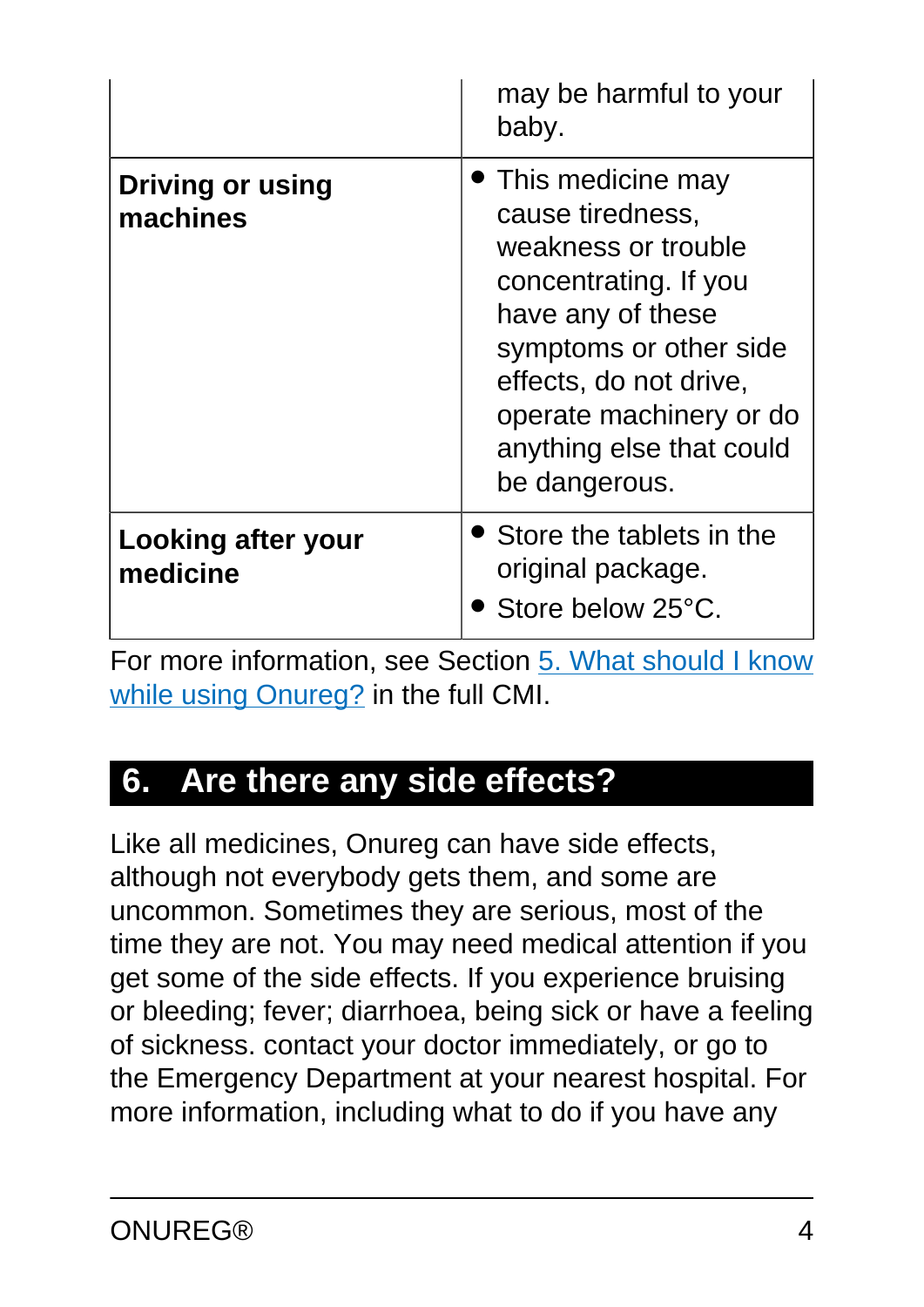| | |
|---|---|
| | may be harmful to your baby. |
| **Driving or using machines** | • This medicine may cause tiredness, weakness or trouble concentrating. If you have any of these symptoms or other side effects, do not drive, operate machinery or do anything else that could be dangerous. |
| **Looking after your medicine** | • Store the tablets in the original package.<br>• Store below 25°C. |

For more information, see Section 5. What should I know while using Onureg? in the full CMI.

## 6. Are there any side effects?

Like all medicines, Onureg can have side effects, although not everybody gets them, and some are uncommon. Sometimes they are serious, most of the time they are not. You may need medical attention if you get some of the side effects. If you experience bruising or bleeding; fever; diarrhoea, being sick or have a feeling of sickness. contact your doctor immediately, or go to the Emergency Department at your nearest hospital. For more information, including what to do if you have any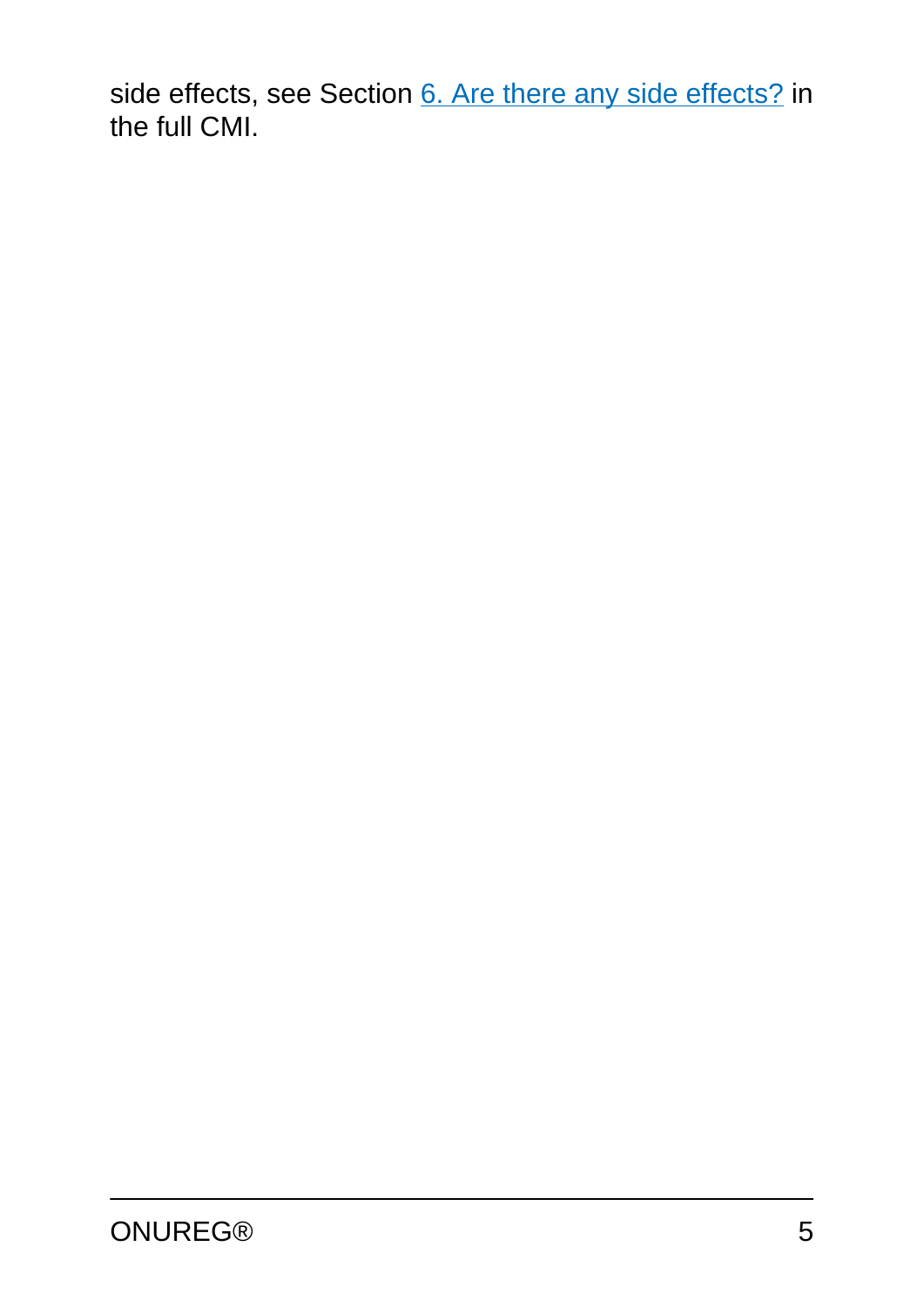side effects, see Section [6. Are there any side effects?] in the full CMI.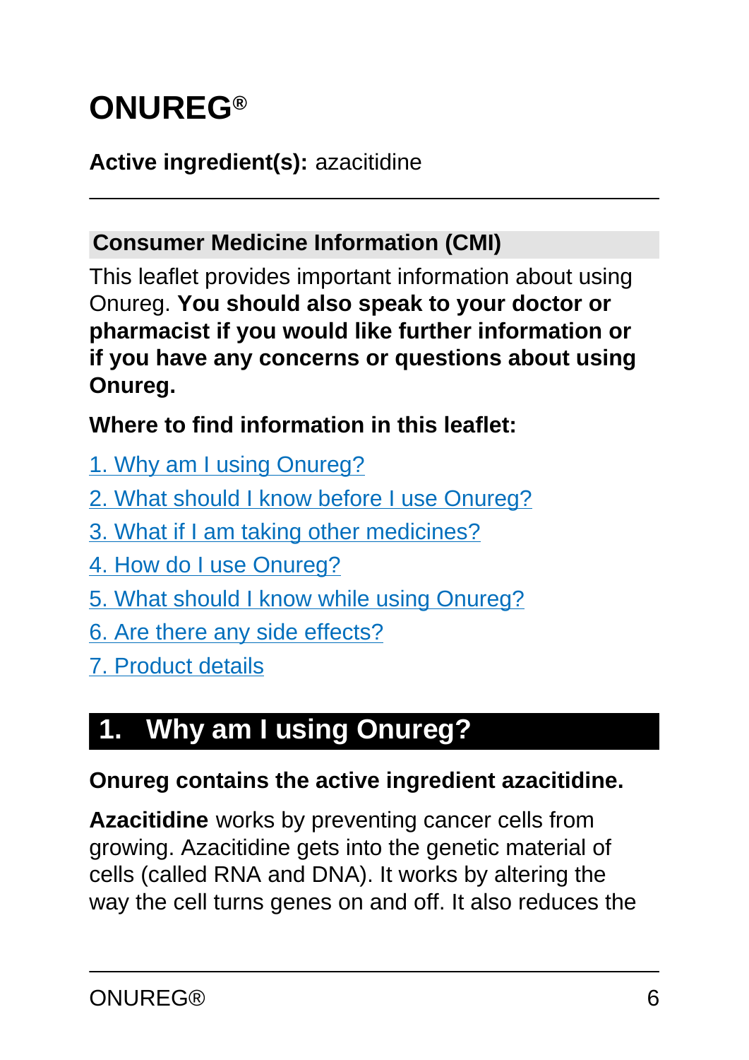# ONUREG®

**Active ingredient(s):** azacitidine

---

## Consumer Medicine Information (CMI)

This leaflet provides important information about using Onureg. **You should also speak to your doctor or pharmacist if you would like further information or if you have any concerns or questions about using Onureg.**

**Where to find information in this leaflet:**

1. Why am I using Onureg?
2. What should I know before I use Onureg?
3. What if I am taking other medicines?
4. How do I use Onureg?
5. What should I know while using Onureg?
6. Are there any side effects?
7. Product details

## 1. Why am I using Onureg?

**Onureg contains the active ingredient azacitidine.**

**Azacitidine** works by preventing cancer cells from growing. Azacitidine gets into the genetic material of cells (called RNA and DNA). It works by altering the way the cell turns genes on and off. It also reduces the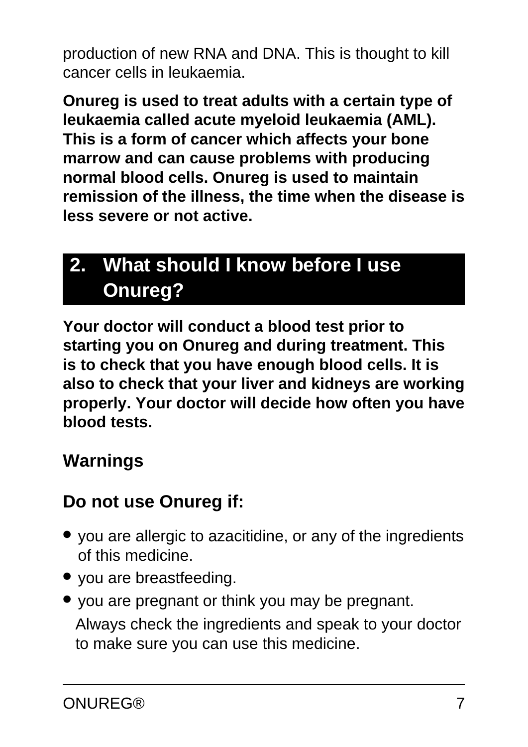production of new RNA and DNA. This is thought to kill cancer cells in leukaemia.

**Onureg is used to treat adults with a certain type of leukaemia called acute myeloid leukaemia (AML). This is a form of cancer which affects your bone marrow and can cause problems with producing normal blood cells. Onureg is used to maintain remission of the illness, the time when the disease is less severe or not active.**

## 2. What should I know before I use Onureg?

**Your doctor will conduct a blood test prior to starting you on Onureg and during treatment. This is to check that you have enough blood cells. It is also to check that your liver and kidneys are working properly. Your doctor will decide how often you have blood tests.**

### Warnings

### Do not use Onureg if:

- you are allergic to azacitidine, or any of the ingredients of this medicine.
- you are breastfeeding.
- you are pregnant or think you may be pregnant.

Always check the ingredients and speak to your doctor to make sure you can use this medicine.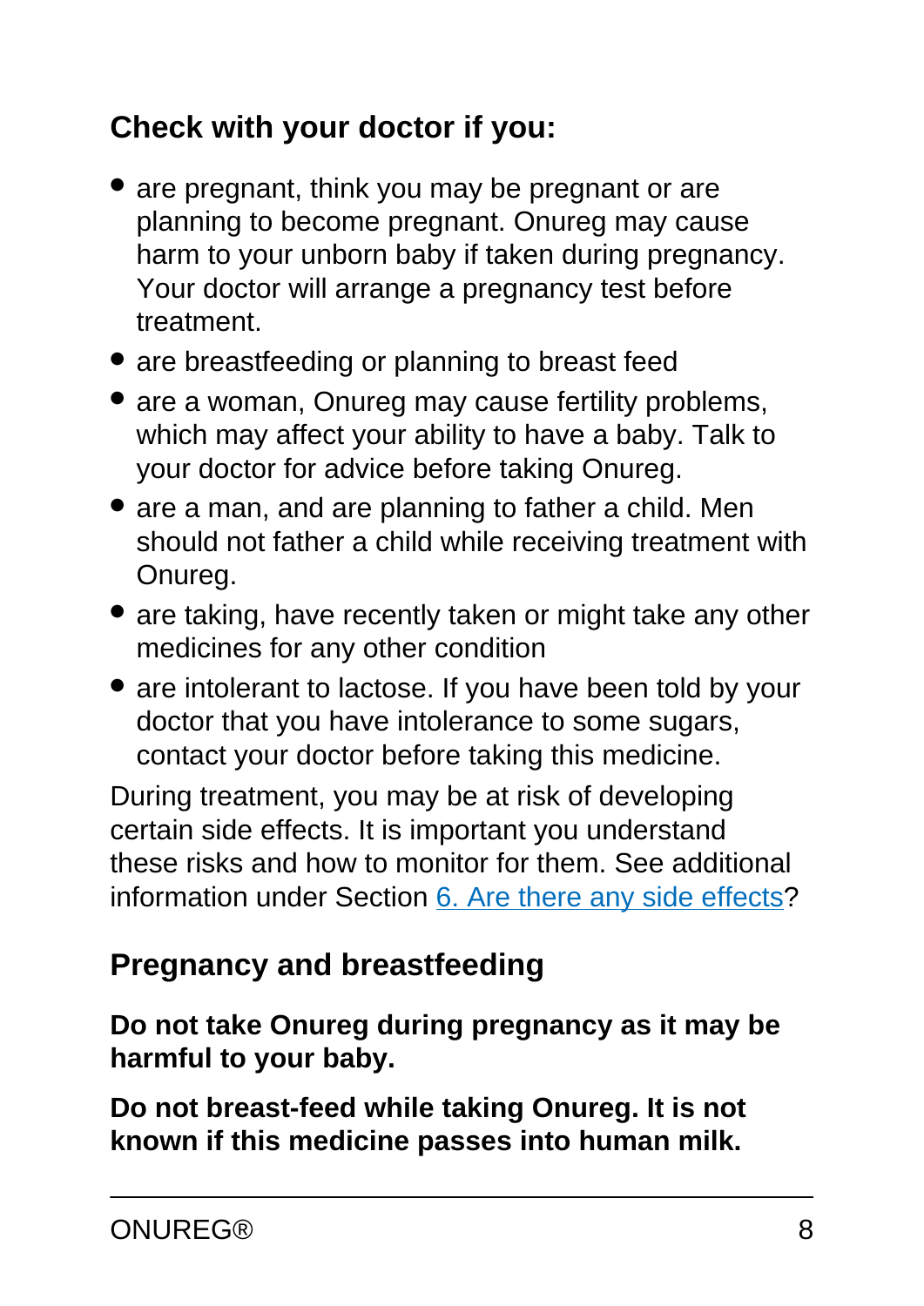### Check with your doctor if you:

- are pregnant, think you may be pregnant or are planning to become pregnant. Onureg may cause harm to your unborn baby if taken during pregnancy. Your doctor will arrange a pregnancy test before treatment.
- are breastfeeding or planning to breast feed
- are a woman, Onureg may cause fertility problems, which may affect your ability to have a baby. Talk to your doctor for advice before taking Onureg.
- are a man, and are planning to father a child. Men should not father a child while receiving treatment with Onureg.
- are taking, have recently taken or might take any other medicines for any other condition
- are intolerant to lactose. If you have been told by your doctor that you have intolerance to some sugars, contact your doctor before taking this medicine.

During treatment, you may be at risk of developing certain side effects. It is important you understand these risks and how to monitor for them. See additional information under Section 6. Are there any side effects?

### Pregnancy and breastfeeding

**Do not take Onureg during pregnancy as it may be harmful to your baby.**

**Do not breast-feed while taking Onureg. It is not known if this medicine passes into human milk.**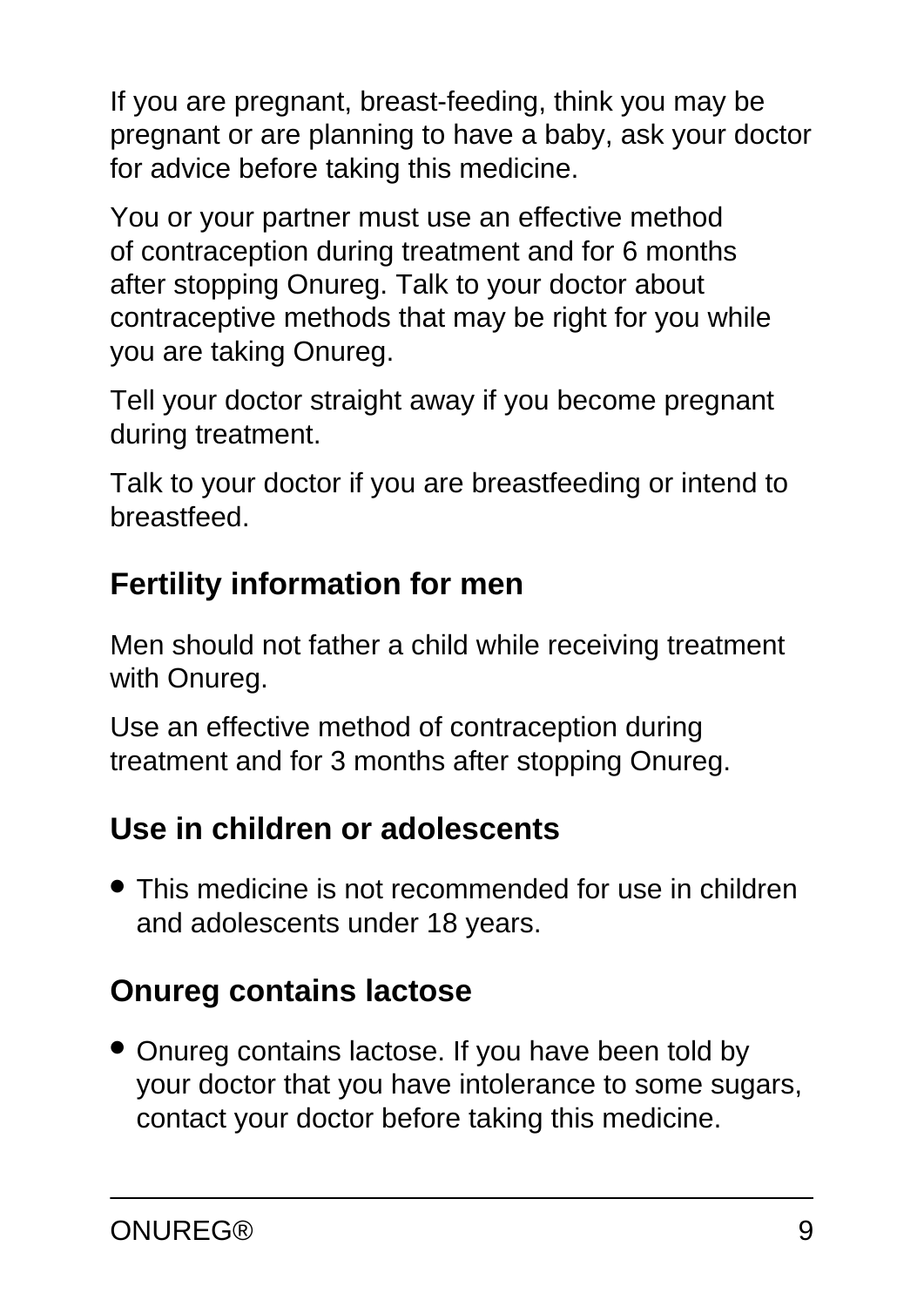If you are pregnant, breast-feeding, think you may be pregnant or are planning to have a baby, ask your doctor for advice before taking this medicine.

You or your partner must use an effective method of contraception during treatment and for 6 months after stopping Onureg. Talk to your doctor about contraceptive methods that may be right for you while you are taking Onureg.

Tell your doctor straight away if you become pregnant during treatment.

Talk to your doctor if you are breastfeeding or intend to breastfeed.

### Fertility information for men

Men should not father a child while receiving treatment with Onureg.

Use an effective method of contraception during treatment and for 3 months after stopping Onureg.

### Use in children or adolescents

- This medicine is not recommended for use in children and adolescents under 18 years.

### Onureg contains lactose

- Onureg contains lactose. If you have been told by your doctor that you have intolerance to some sugars, contact your doctor before taking this medicine.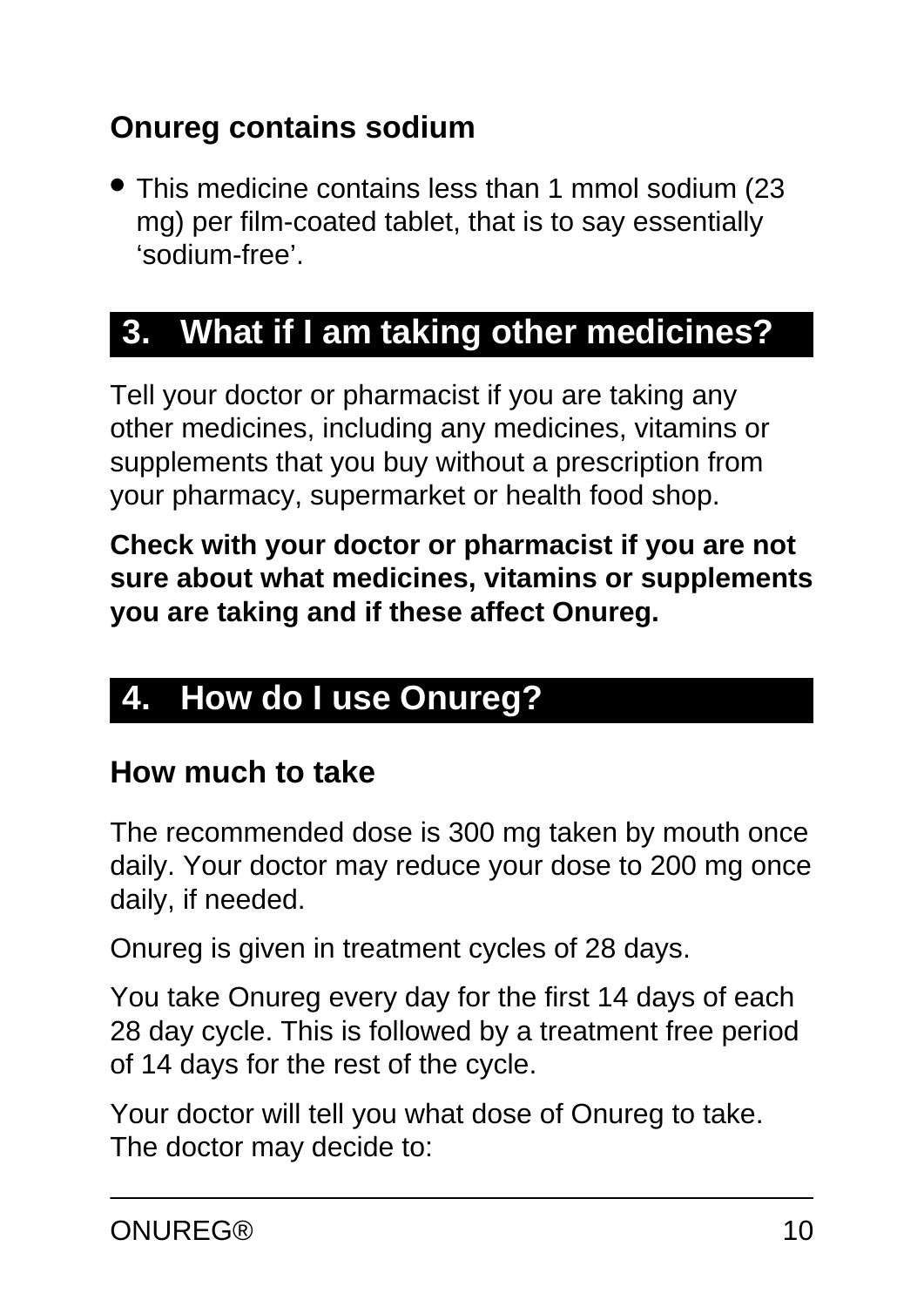### Onureg contains sodium

- This medicine contains less than 1 mmol sodium (23 mg) per film-coated tablet, that is to say essentially 'sodium-free'.

## 3. What if I am taking other medicines?

Tell your doctor or pharmacist if you are taking any other medicines, including any medicines, vitamins or supplements that you buy without a prescription from your pharmacy, supermarket or health food shop.

**Check with your doctor or pharmacist if you are not sure about what medicines, vitamins or supplements you are taking and if these affect Onureg.**

## 4. How do I use Onureg?

### How much to take

The recommended dose is 300 mg taken by mouth once daily. Your doctor may reduce your dose to 200 mg once daily, if needed.

Onureg is given in treatment cycles of 28 days.

You take Onureg every day for the first 14 days of each 28 day cycle. This is followed by a treatment free period of 14 days for the rest of the cycle.

Your doctor will tell you what dose of Onureg to take. The doctor may decide to: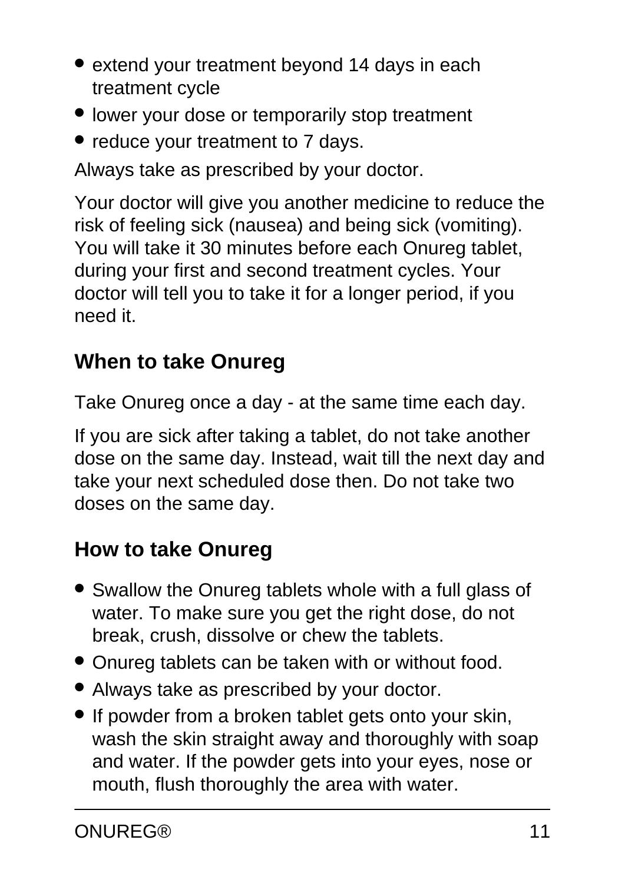- extend your treatment beyond 14 days in each treatment cycle
- lower your dose or temporarily stop treatment
- reduce your treatment to 7 days.

Always take as prescribed by your doctor.

Your doctor will give you another medicine to reduce the risk of feeling sick (nausea) and being sick (vomiting). You will take it 30 minutes before each Onureg tablet, during your first and second treatment cycles. Your doctor will tell you to take it for a longer period, if you need it.

## When to take Onureg

Take Onureg once a day - at the same time each day.

If you are sick after taking a tablet, do not take another dose on the same day. Instead, wait till the next day and take your next scheduled dose then. Do not take two doses on the same day.

## How to take Onureg

- Swallow the Onureg tablets whole with a full glass of water. To make sure you get the right dose, do not break, crush, dissolve or chew the tablets.
- Onureg tablets can be taken with or without food.
- Always take as prescribed by your doctor.
- If powder from a broken tablet gets onto your skin, wash the skin straight away and thoroughly with soap and water. If the powder gets into your eyes, nose or mouth, flush thoroughly the area with water.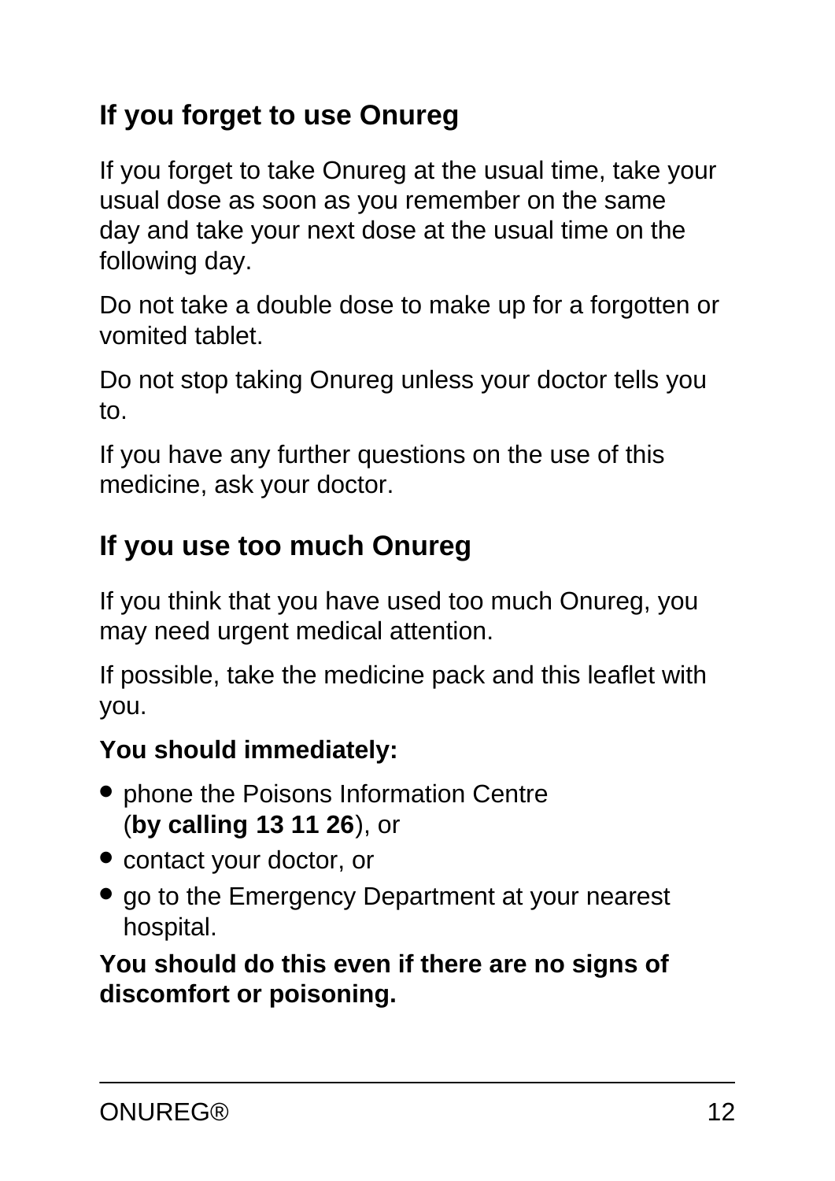## If you forget to use Onureg

If you forget to take Onureg at the usual time, take your usual dose as soon as you remember on the same day and take your next dose at the usual time on the following day.

Do not take a double dose to make up for a forgotten or vomited tablet.

Do not stop taking Onureg unless your doctor tells you to.

If you have any further questions on the use of this medicine, ask your doctor.

## If you use too much Onureg

If you think that you have used too much Onureg, you may need urgent medical attention.

If possible, take the medicine pack and this leaflet with you.

**You should immediately:**

- phone the Poisons Information Centre (**by calling 13 11 26**), or
- contact your doctor, or
- go to the Emergency Department at your nearest hospital.

**You should do this even if there are no signs of discomfort or poisoning.**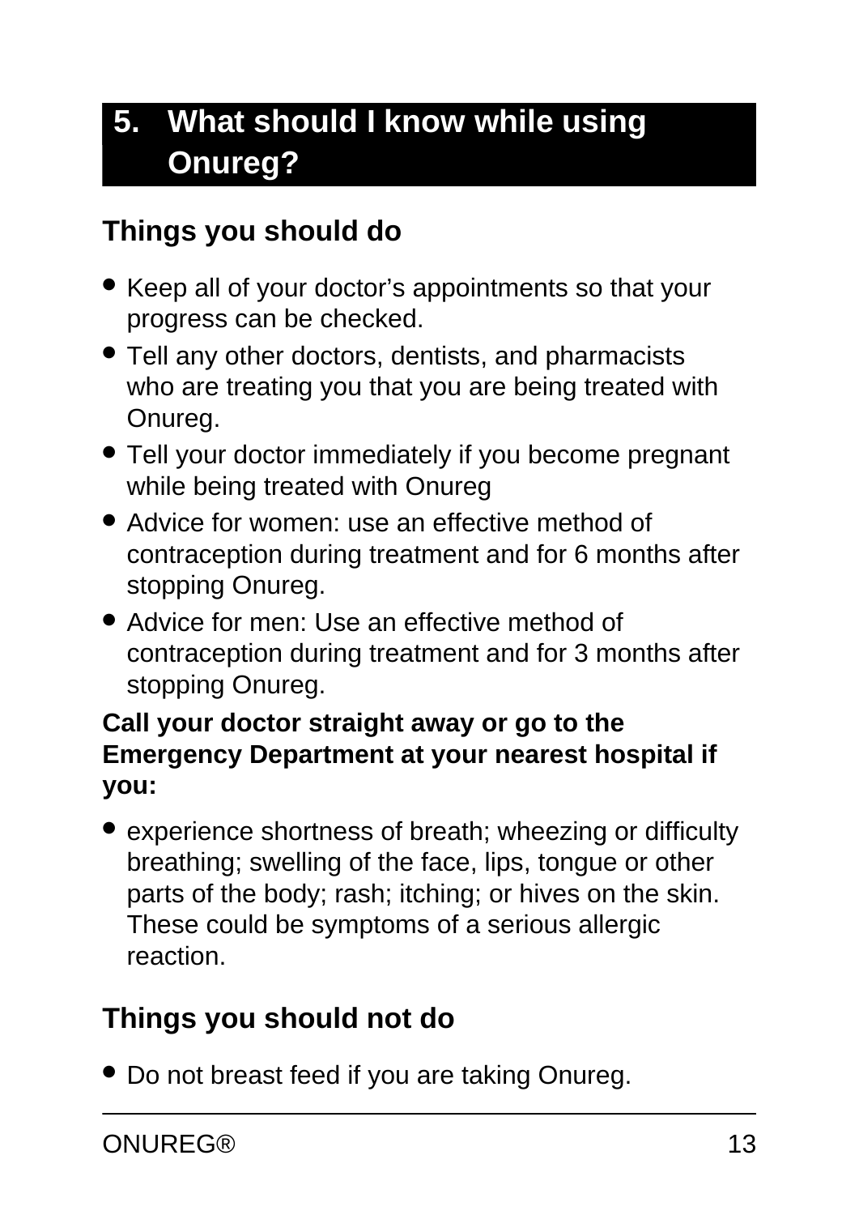## 5. What should I know while using Onureg?

### Things you should do

- Keep all of your doctor's appointments so that your progress can be checked.
- Tell any other doctors, dentists, and pharmacists who are treating you that you are being treated with Onureg.
- Tell your doctor immediately if you become pregnant while being treated with Onureg
- Advice for women: use an effective method of contraception during treatment and for 6 months after stopping Onureg.
- Advice for men: Use an effective method of contraception during treatment and for 3 months after stopping Onureg.

**Call your doctor straight away or go to the Emergency Department at your nearest hospital if you:**

- experience shortness of breath; wheezing or difficulty breathing; swelling of the face, lips, tongue or other parts of the body; rash; itching; or hives on the skin. These could be symptoms of a serious allergic reaction.

### Things you should not do

- Do not breast feed if you are taking Onureg.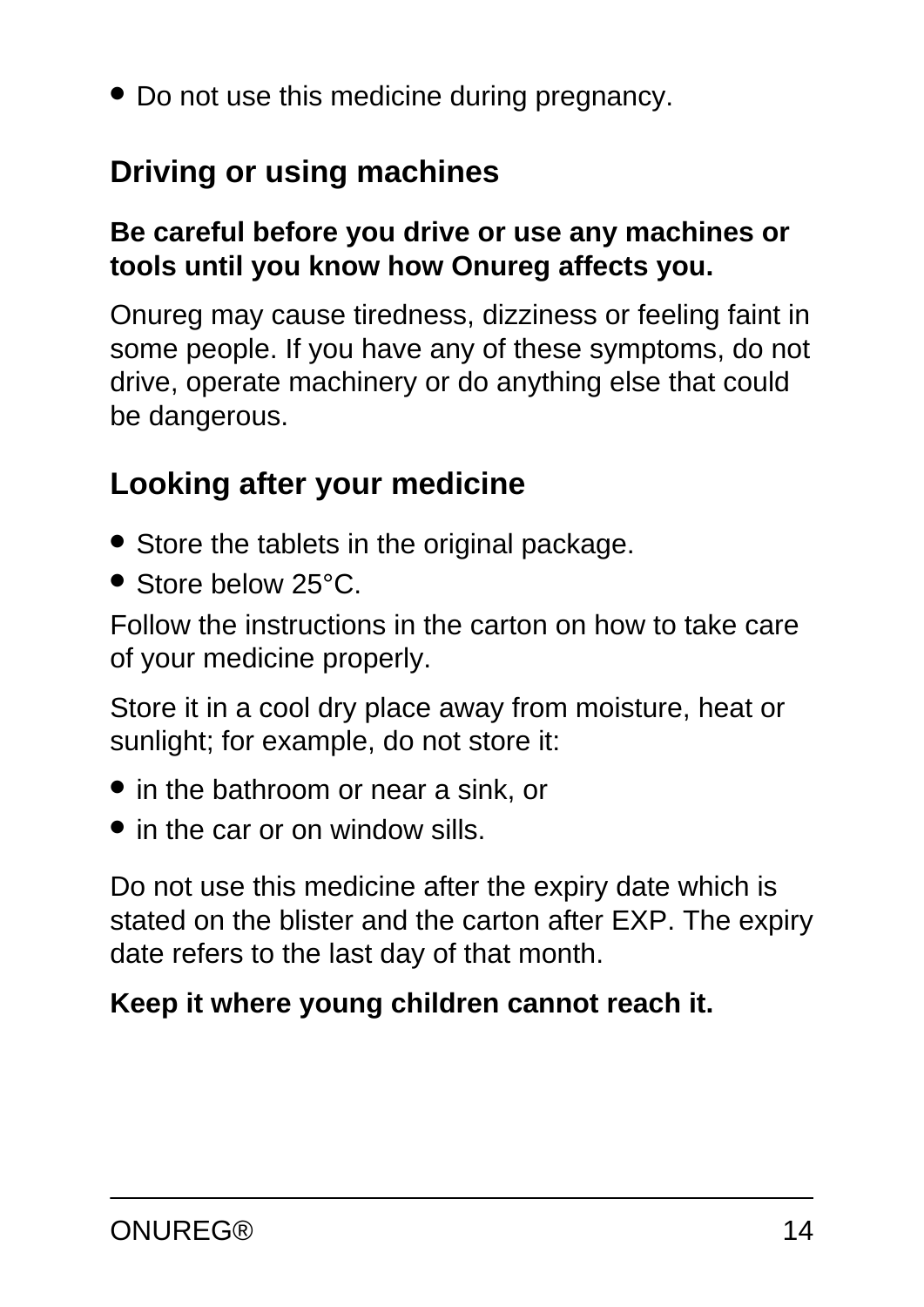- Do not use this medicine during pregnancy.

## Driving or using machines

**Be careful before you drive or use any machines or tools until you know how Onureg affects you.**

Onureg may cause tiredness, dizziness or feeling faint in some people. If you have any of these symptoms, do not drive, operate machinery or do anything else that could be dangerous.

## Looking after your medicine

- Store the tablets in the original package.
- Store below 25°C.

Follow the instructions in the carton on how to take care of your medicine properly.

Store it in a cool dry place away from moisture, heat or sunlight; for example, do not store it:

- in the bathroom or near a sink, or
- in the car or on window sills.

Do not use this medicine after the expiry date which is stated on the blister and the carton after EXP. The expiry date refers to the last day of that month.

**Keep it where young children cannot reach it.**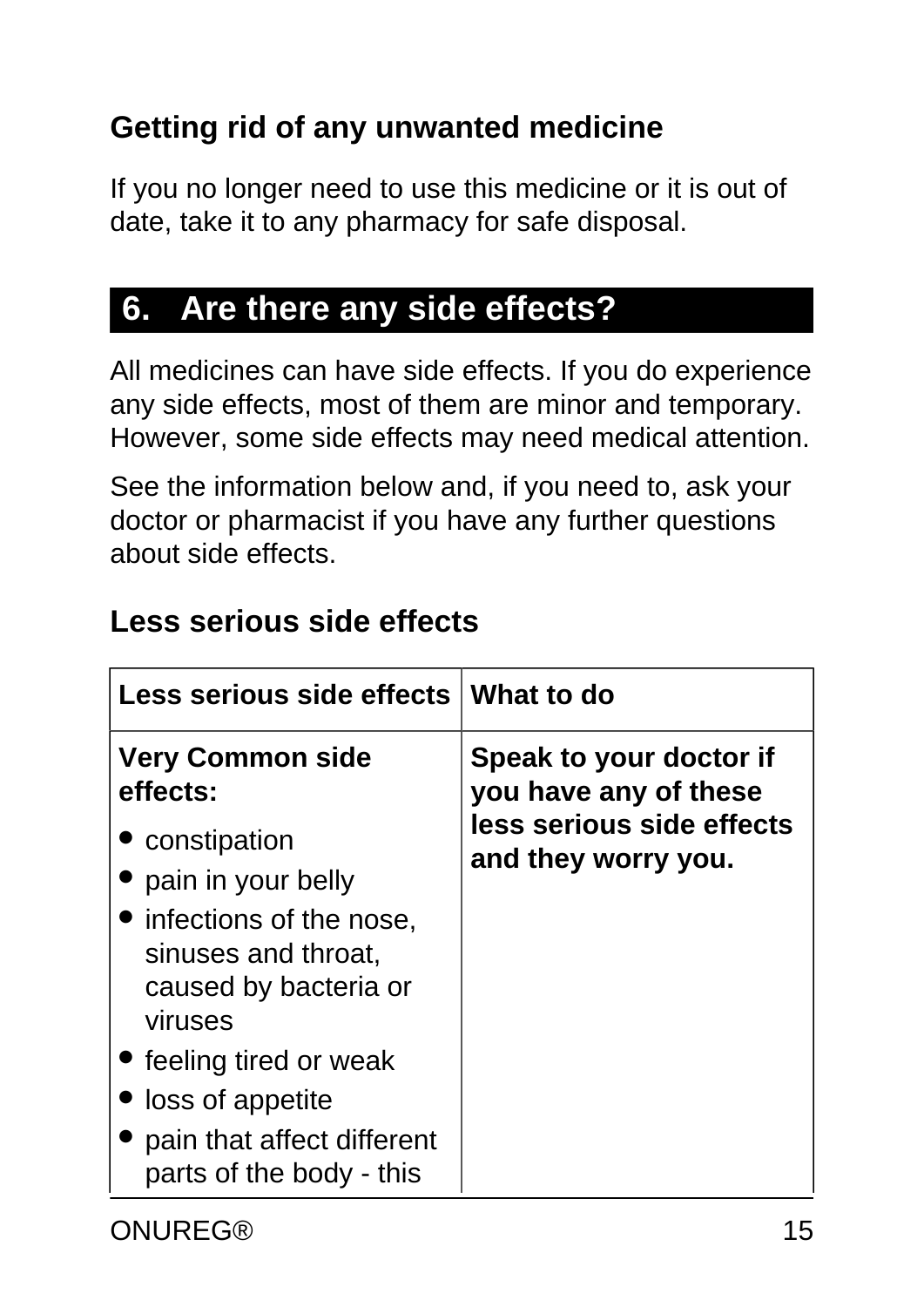### Getting rid of any unwanted medicine

If you no longer need to use this medicine or it is out of date, take it to any pharmacy for safe disposal.

## 6. Are there any side effects?

All medicines can have side effects. If you do experience any side effects, most of them are minor and temporary. However, some side effects may need medical attention.

See the information below and, if you need to, ask your doctor or pharmacist if you have any further questions about side effects.

### Less serious side effects

| Less serious side effects | What to do |
|---|---|
| **Very Common side effects:**<br>• constipation<br>• pain in your belly<br>• infections of the nose, sinuses and throat, caused by bacteria or viruses<br>• feeling tired or weak<br>• loss of appetite<br>• pain that affect different parts of the body - this | **Speak to your doctor if you have any of these less serious side effects and they worry you.** |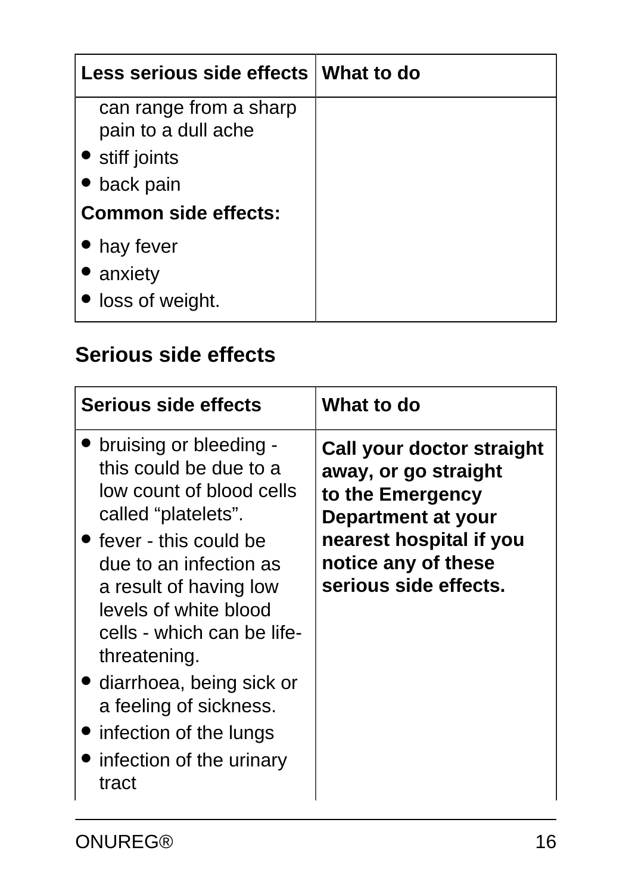| Less serious side effects | What to do |
|---|---|
| can range from a sharp pain to a dull ache<br>• stiff joints<br>• back pain<br>**Common side effects:**<br>• hay fever<br>• anxiety<br>• loss of weight. | |

## Serious side effects

| Serious side effects | What to do |
|---|---|
| • bruising or bleeding - this could be due to a low count of blood cells called "platelets".<br>• fever - this could be due to an infection as a result of having low levels of white blood cells - which can be life-threatening.<br>• diarrhoea, being sick or a feeling of sickness.<br>• infection of the lungs<br>• infection of the urinary tract | **Call your doctor straight away, or go straight to the Emergency Department at your nearest hospital if you notice any of these serious side effects.** |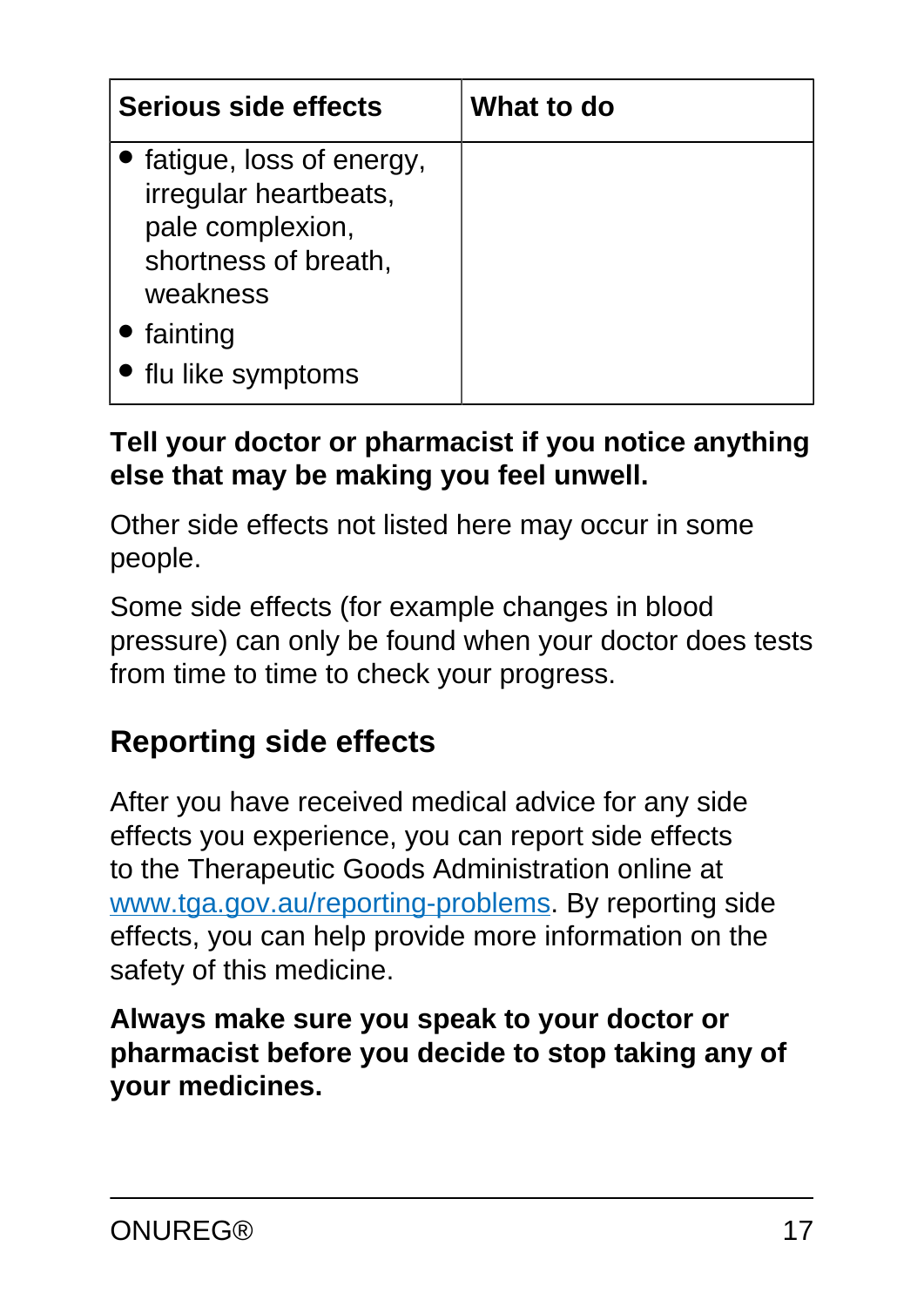| Serious side effects | What to do |
|---|---|
| • fatigue, loss of energy, irregular heartbeats, pale complexion, shortness of breath, weakness<br>• fainting<br>• flu like symptoms | |

**Tell your doctor or pharmacist if you notice anything else that may be making you feel unwell.**

Other side effects not listed here may occur in some people.

Some side effects (for example changes in blood pressure) can only be found when your doctor does tests from time to time to check your progress.

## Reporting side effects

After you have received medical advice for any side effects you experience, you can report side effects to the Therapeutic Goods Administration online at www.tga.gov.au/reporting-problems. By reporting side effects, you can help provide more information on the safety of this medicine.

**Always make sure you speak to your doctor or pharmacist before you decide to stop taking any of your medicines.**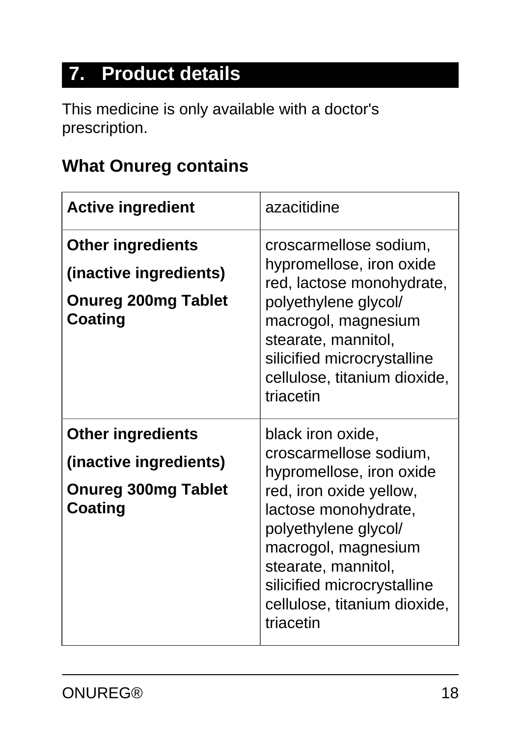## 7. Product details

This medicine is only available with a doctor's prescription.

### What Onureg contains

| | |
|---|---|
| **Active ingredient** | azacitidine |
| **Other ingredients (inactive ingredients) Onureg 200mg Tablet Coating** | croscarmellose sodium, hypromellose, iron oxide red, lactose monohydrate, polyethylene glycol/ macrogol, magnesium stearate, mannitol, silicified microcrystalline cellulose, titanium dioxide, triacetin |
| **Other ingredients (inactive ingredients) Onureg 300mg Tablet Coating** | black iron oxide, croscarmellose sodium, hypromellose, iron oxide red, iron oxide yellow, lactose monohydrate, polyethylene glycol/ macrogol, magnesium stearate, mannitol, silicified microcrystalline cellulose, titanium dioxide, triacetin |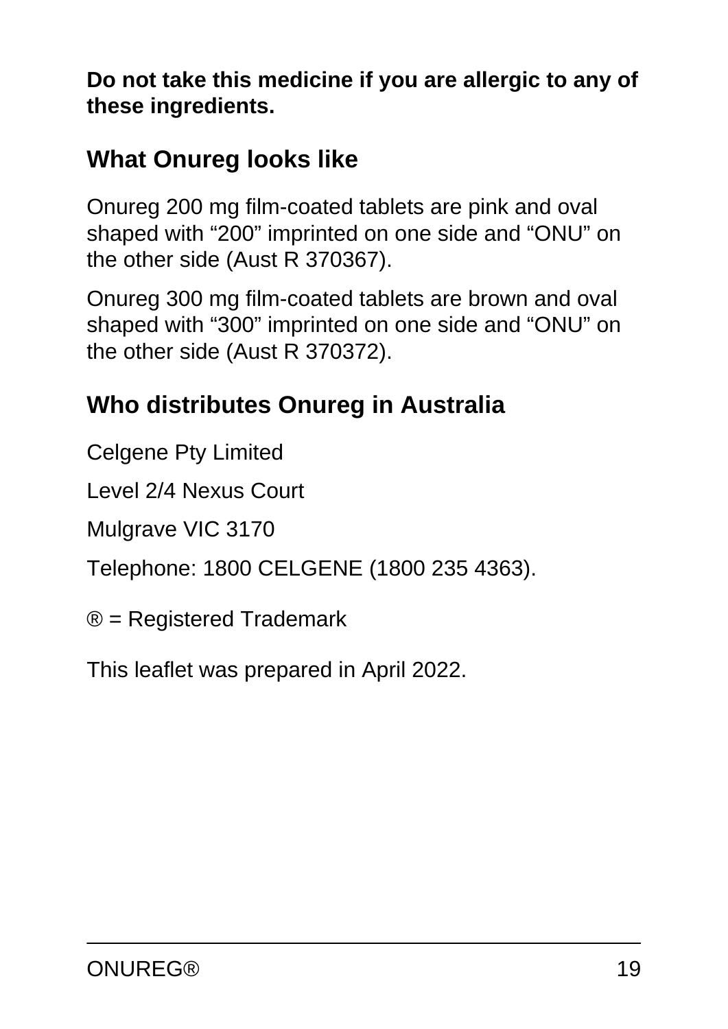**Do not take this medicine if you are allergic to any of these ingredients.**

## What Onureg looks like

Onureg 200 mg film-coated tablets are pink and oval shaped with “200” imprinted on one side and “ONU” on the other side (Aust R 370367).

Onureg 300 mg film-coated tablets are brown and oval shaped with “300” imprinted on one side and “ONU” on the other side (Aust R 370372).

## Who distributes Onureg in Australia

Celgene Pty Limited

Level 2/4 Nexus Court

Mulgrave VIC 3170

Telephone: 1800 CELGENE (1800 235 4363).

® = Registered Trademark

This leaflet was prepared in April 2022.